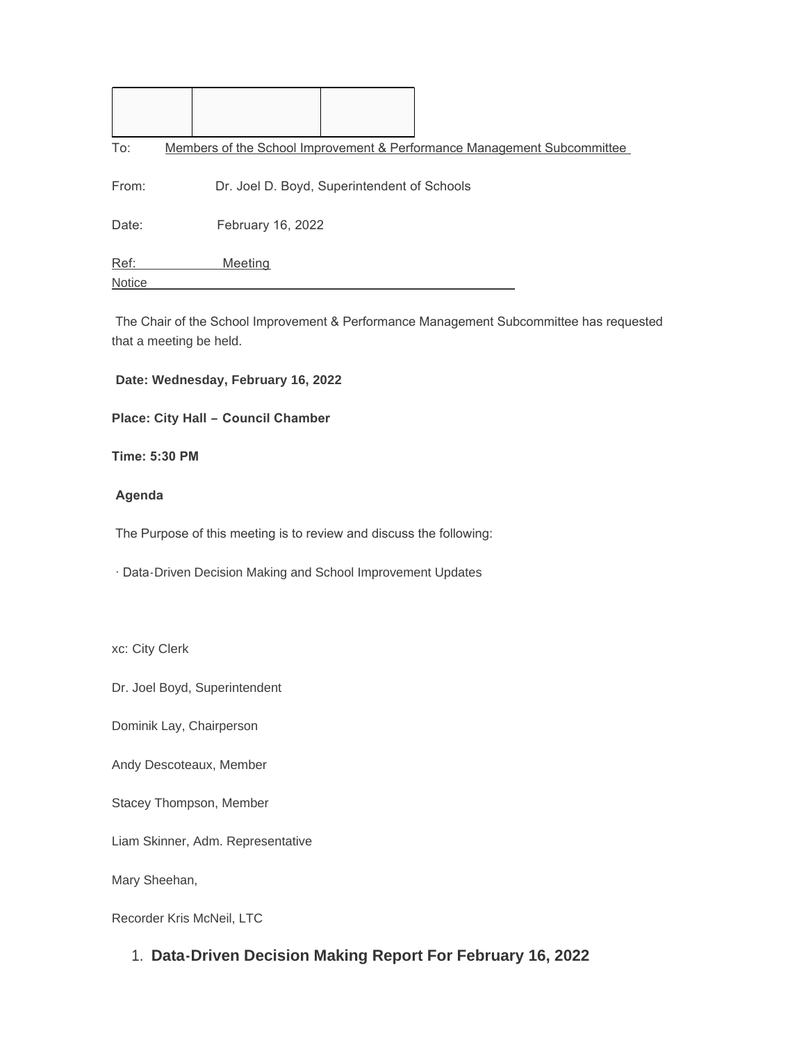| | | |
|---|---|---|
| | | |

To: Members of the School Improvement & Performance Management Subcommittee

From: Dr. Joel D. Boyd, Superintendent of Schools

Date: February 16, 2022

Ref: Meeting Notice

The Chair of the School Improvement & Performance Management Subcommittee has requested that a meeting be held.

**Date: Wednesday, February 16, 2022**

**Place: City Hall – Council Chamber**

**Time: 5:30 PM**

**Agenda**

The Purpose of this meeting is to review and discuss the following:

· Data-Driven Decision Making and School Improvement Updates

xc: City Clerk

Dr. Joel Boyd, Superintendent

Dominik Lay, Chairperson

Andy Descoteaux, Member

Stacey Thompson, Member

Liam Skinner, Adm. Representative

Mary Sheehan,

Recorder Kris McNeil, LTC

1. **Data-Driven Decision Making Report For February 16, 2022**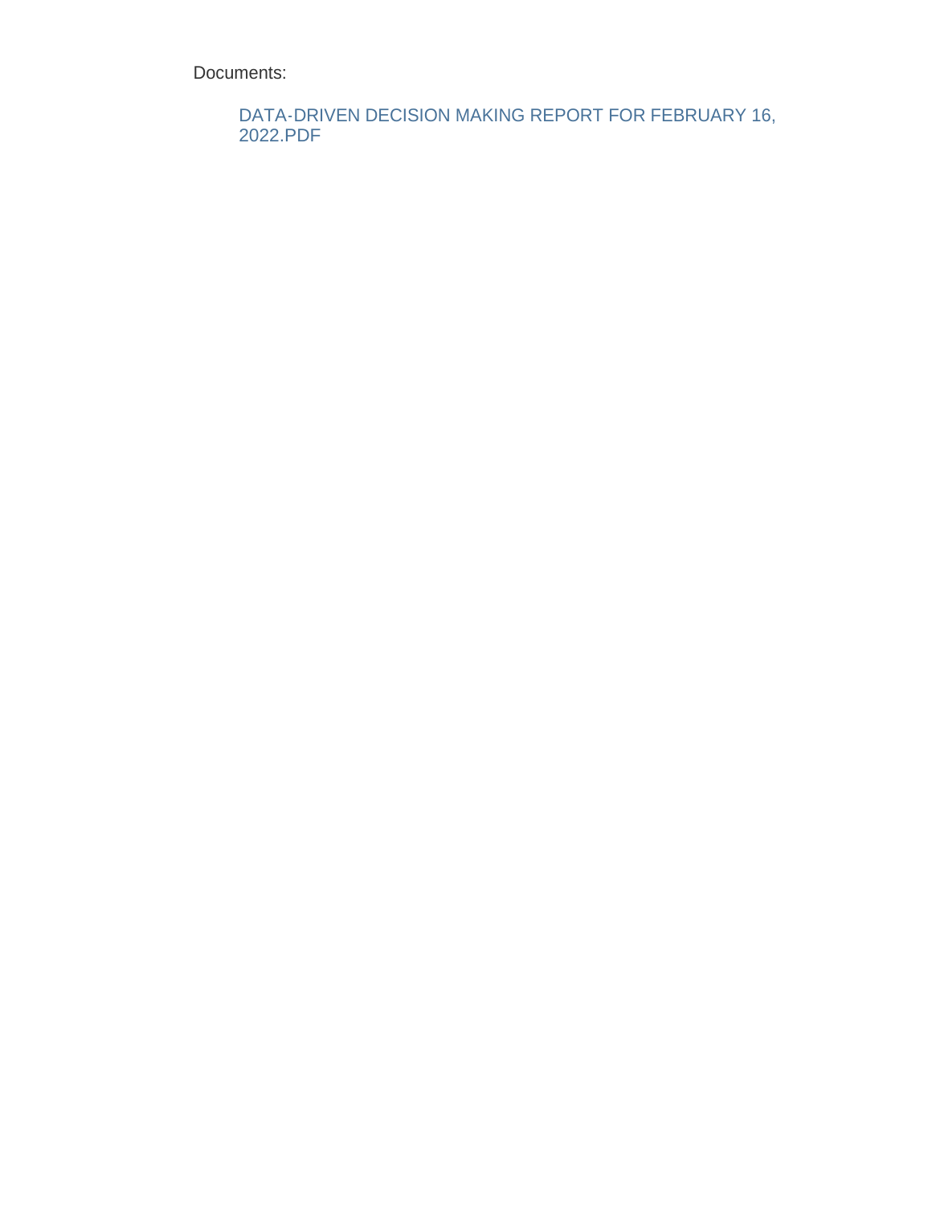Documents:

DATA-DRIVEN DECISION MAKING REPORT FOR FEBRUARY 16, 2022.PDF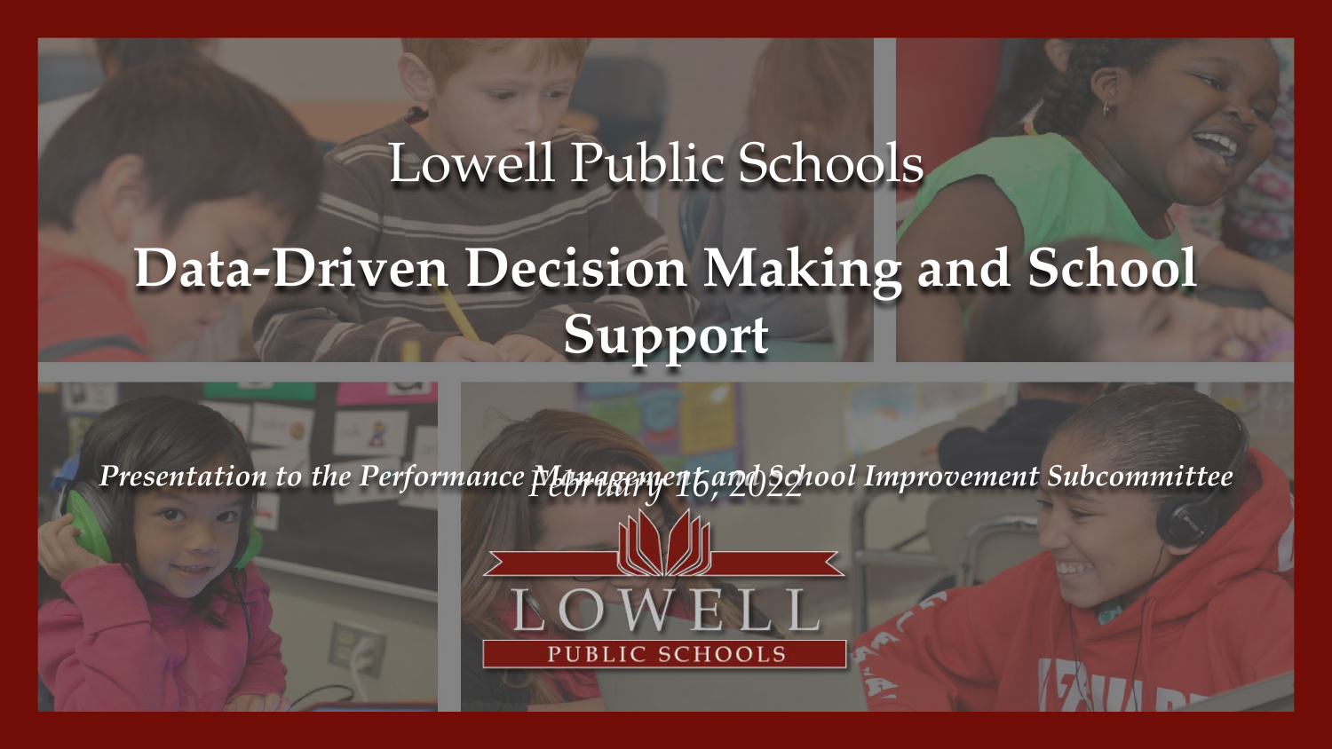# Lowell Public Schools

## Data-Driven Decision Making and School Support

*Presentation to the Performance Management and School Improvement Subcommittee*

*February 16, 2022*

LOWELL
PUBLIC SCHOOLS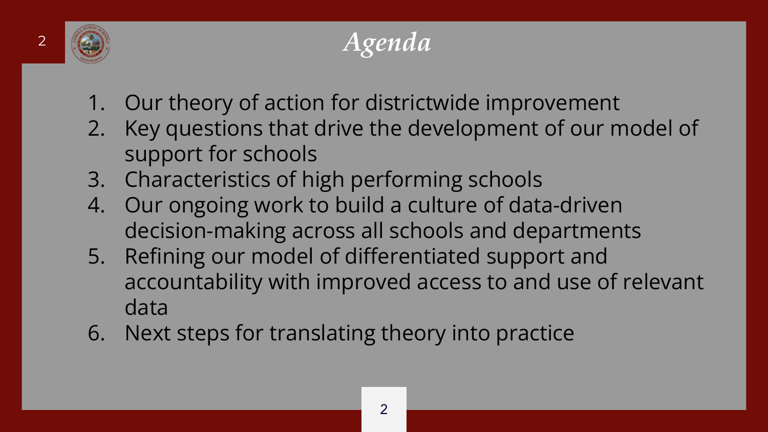# *Agenda*

1. Our theory of action for districtwide improvement
2. Key questions that drive the development of our model of support for schools
3. Characteristics of high performing schools
4. Our ongoing work to build a culture of data-driven decision-making across all schools and departments
5. Refining our model of differentiated support and accountability with improved access to and use of relevant data
6. Next steps for translating theory into practice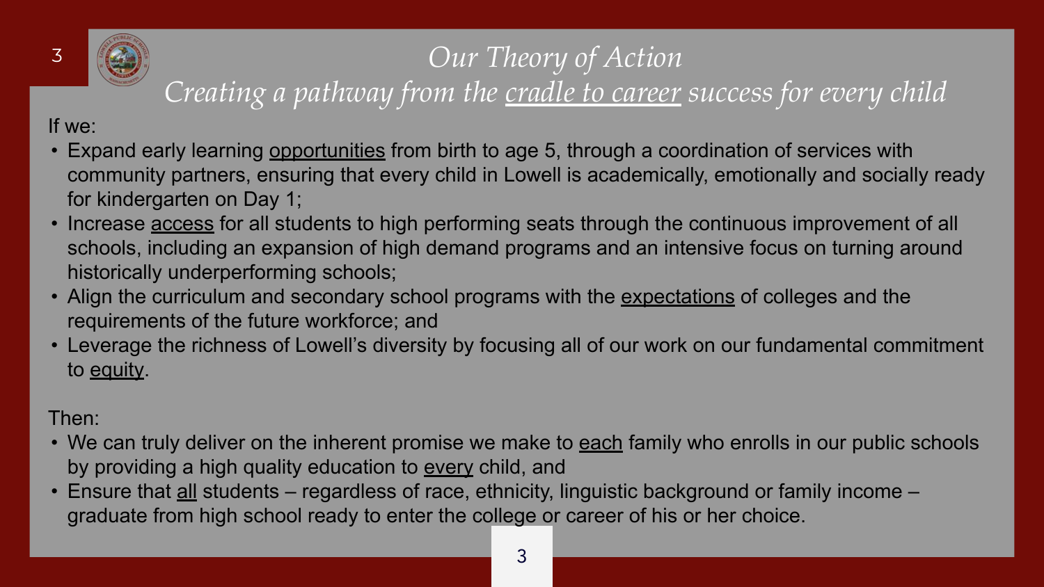# *Our Theory of Action*

## *Creating a pathway from the cradle to career success for every child*

If we:

- Expand early learning opportunities from birth to age 5, through a coordination of services with community partners, ensuring that every child in Lowell is academically, emotionally and socially ready for kindergarten on Day 1;
- Increase access for all students to high performing seats through the continuous improvement of all schools, including an expansion of high demand programs and an intensive focus on turning around historically underperforming schools;
- Align the curriculum and secondary school programs with the expectations of colleges and the requirements of the future workforce; and
- Leverage the richness of Lowell's diversity by focusing all of our work on our fundamental commitment to equity.

Then:

- We can truly deliver on the inherent promise we make to each family who enrolls in our public schools by providing a high quality education to every child, and
- Ensure that all students – regardless of race, ethnicity, linguistic background or family income – graduate from high school ready to enter the college or career of his or her choice.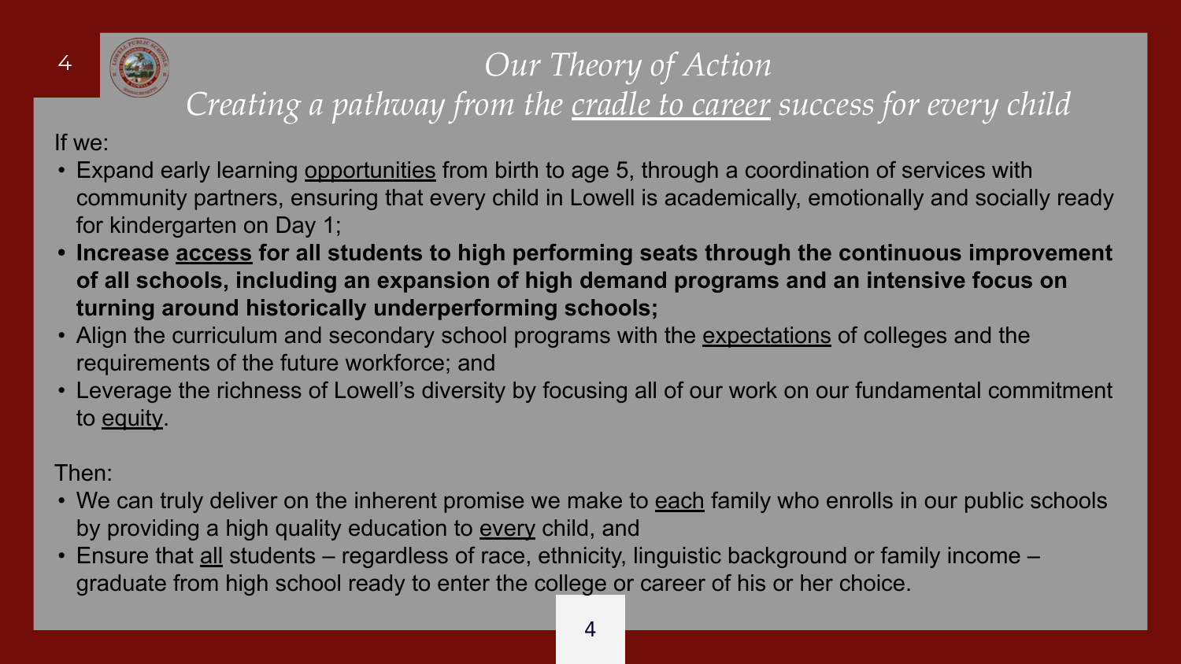# *Our Theory of Action*

## *Creating a pathway from the cradle to career success for every child*

If we:

- Expand early learning opportunities from birth to age 5, through a coordination of services with community partners, ensuring that every child in Lowell is academically, emotionally and socially ready for kindergarten on Day 1;
- **Increase access for all students to high performing seats through the continuous improvement of all schools, including an expansion of high demand programs and an intensive focus on turning around historically underperforming schools;**
- Align the curriculum and secondary school programs with the expectations of colleges and the requirements of the future workforce; and
- Leverage the richness of Lowell's diversity by focusing all of our work on our fundamental commitment to equity.

Then:

- We can truly deliver on the inherent promise we make to each family who enrolls in our public schools by providing a high quality education to every child, and
- Ensure that all students – regardless of race, ethnicity, linguistic background or family income – graduate from high school ready to enter the college or career of his or her choice.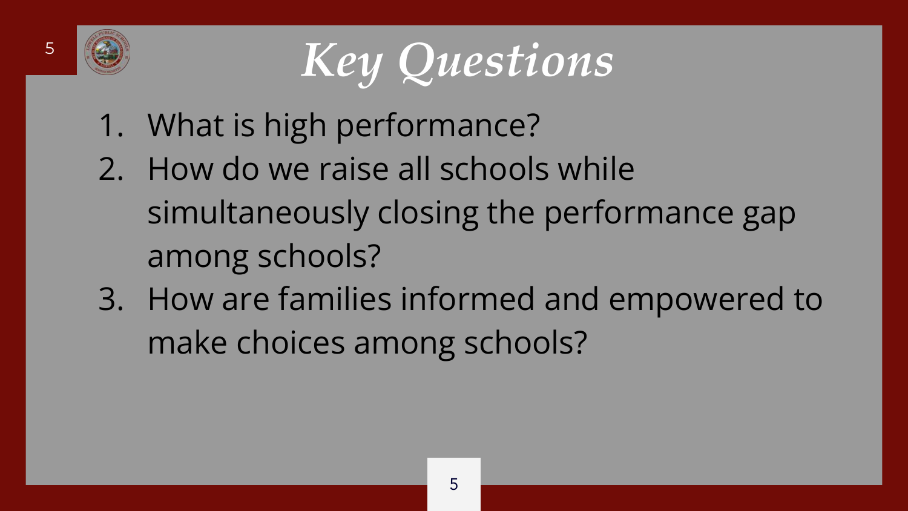# *Key Questions*

1. What is high performance?
2. How do we raise all schools while simultaneously closing the performance gap among schools?
3. How are families informed and empowered to make choices among schools?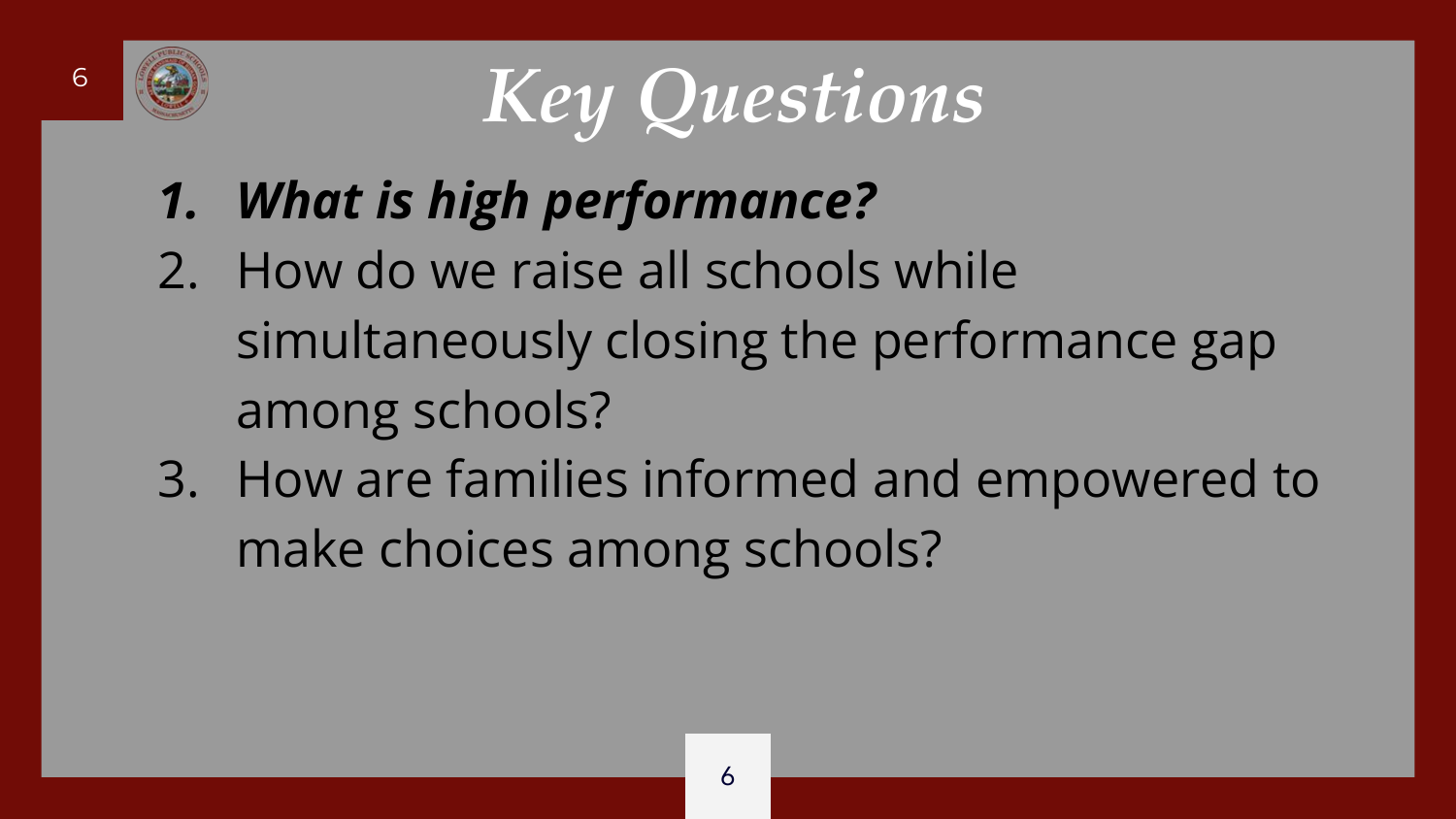# *Key Questions*

1. ***What is high performance?***
2. How do we raise all schools while simultaneously closing the performance gap among schools?
3. How are families informed and empowered to make choices among schools?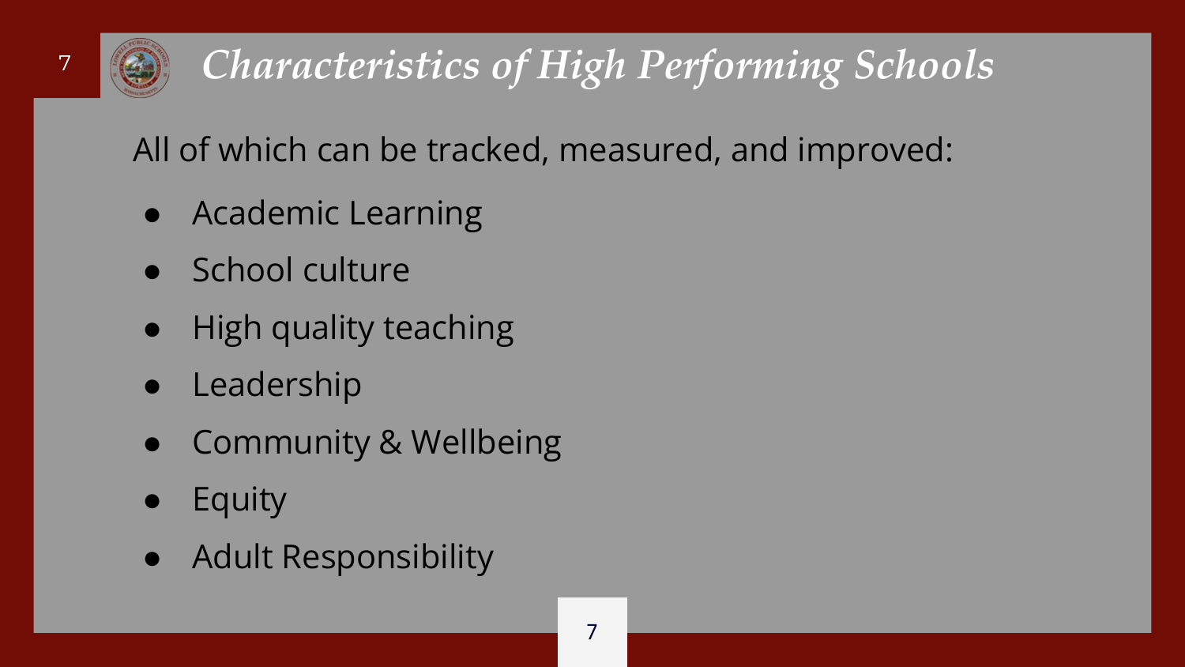# *Characteristics of High Performing Schools*

All of which can be tracked, measured, and improved:

- Academic Learning
- School culture
- High quality teaching
- Leadership
- Community & Wellbeing
- Equity
- Adult Responsibility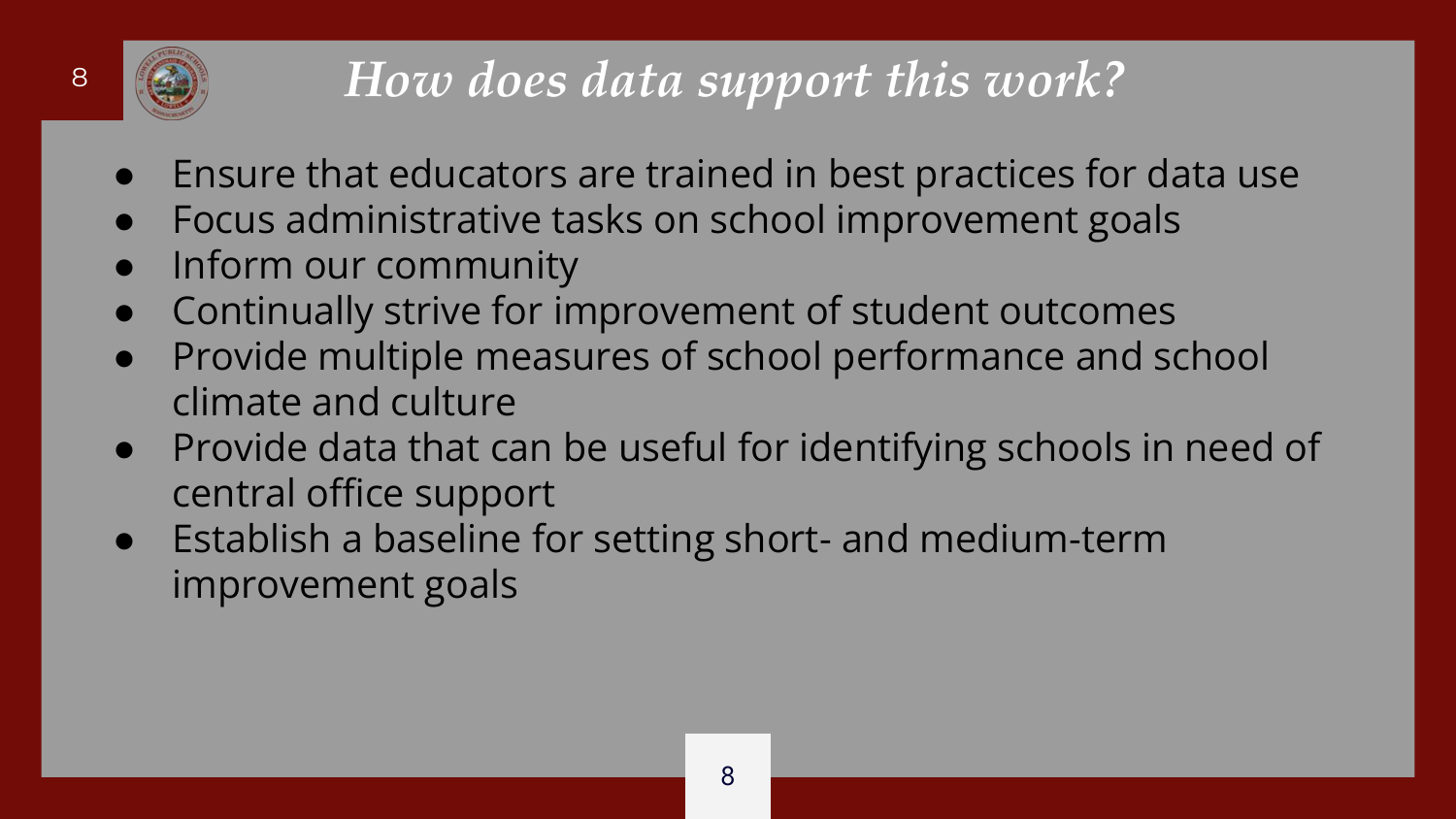# *How does data support this work?*

- Ensure that educators are trained in best practices for data use
- Focus administrative tasks on school improvement goals
- Inform our community
- Continually strive for improvement of student outcomes
- Provide multiple measures of school performance and school climate and culture
- Provide data that can be useful for identifying schools in need of central office support
- Establish a baseline for setting short- and medium-term improvement goals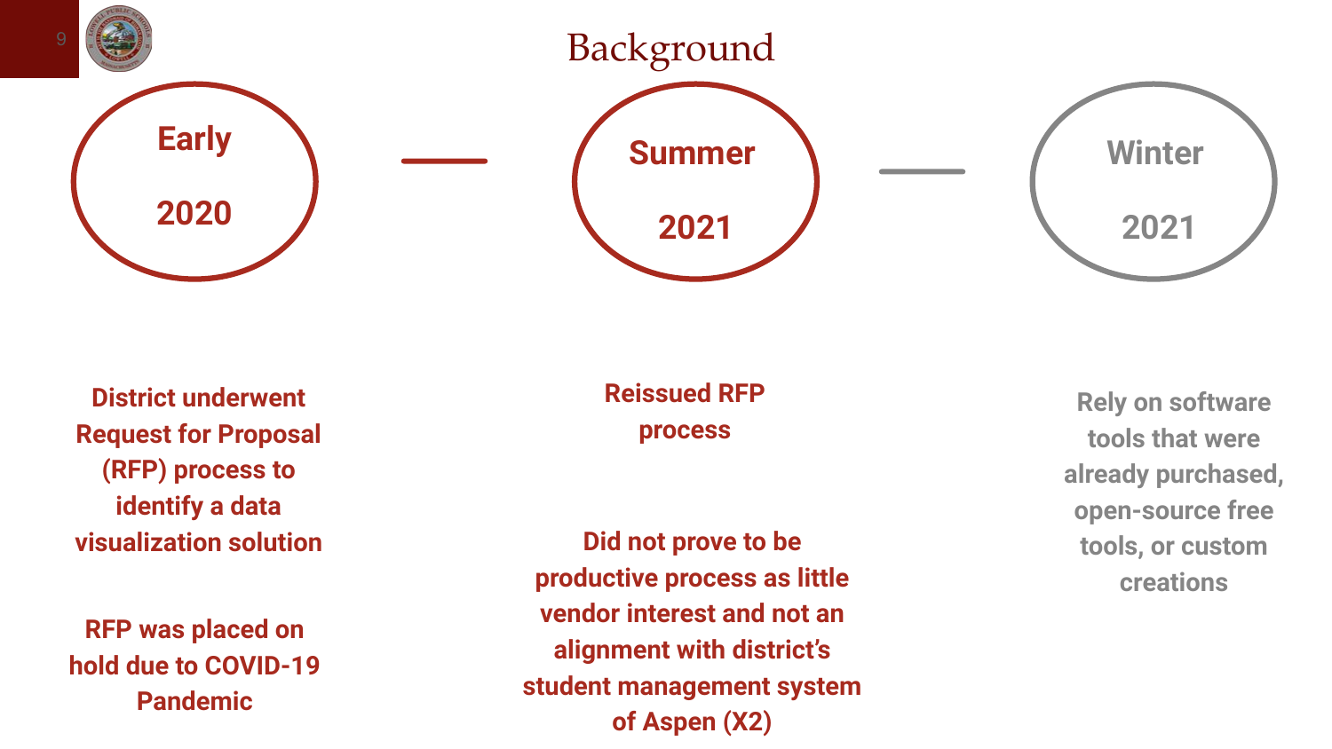# Background

## Early 2020

District underwent Request for Proposal (RFP) process to identify a data visualization solution

RFP was placed on hold due to COVID-19 Pandemic

## Summer 2021

Reissued RFP process

Did not prove to be productive as little vendor interest and not an alignment with district's student management system of Aspen (X2)

## Winter 2021

Rely on software tools that were already purchased, open-source free tools, or custom creations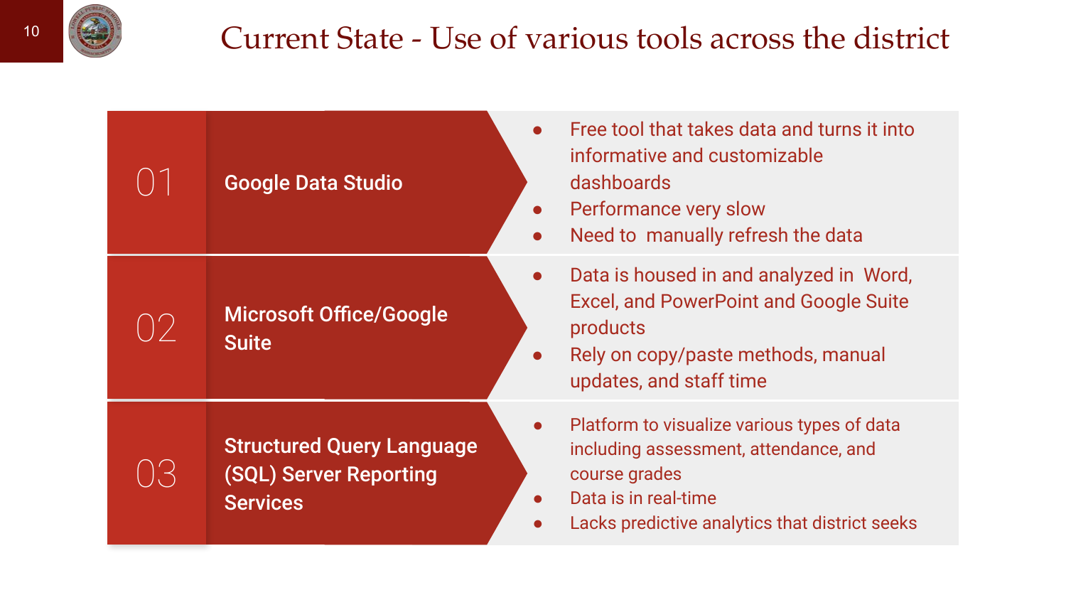# Current State - Use of various tools across the district

## 01 Google Data Studio

- Free tool that takes data and turns it into informative and customizable dashboards
- Performance very slow
- Need to manually refresh the data

## 02 Microsoft Office/Google Suite

- Data is housed in and analyzed in Word, Excel, and PowerPoint and Google Suite products
- Rely on copy/paste methods, manual updates, and staff time

## 03 Structured Query Language (SQL) Server Reporting Services

- Platform to visualize various types of data including assessment, attendance, and course grades
- Data is in real-time
- Lacks predictive analytics that district seeks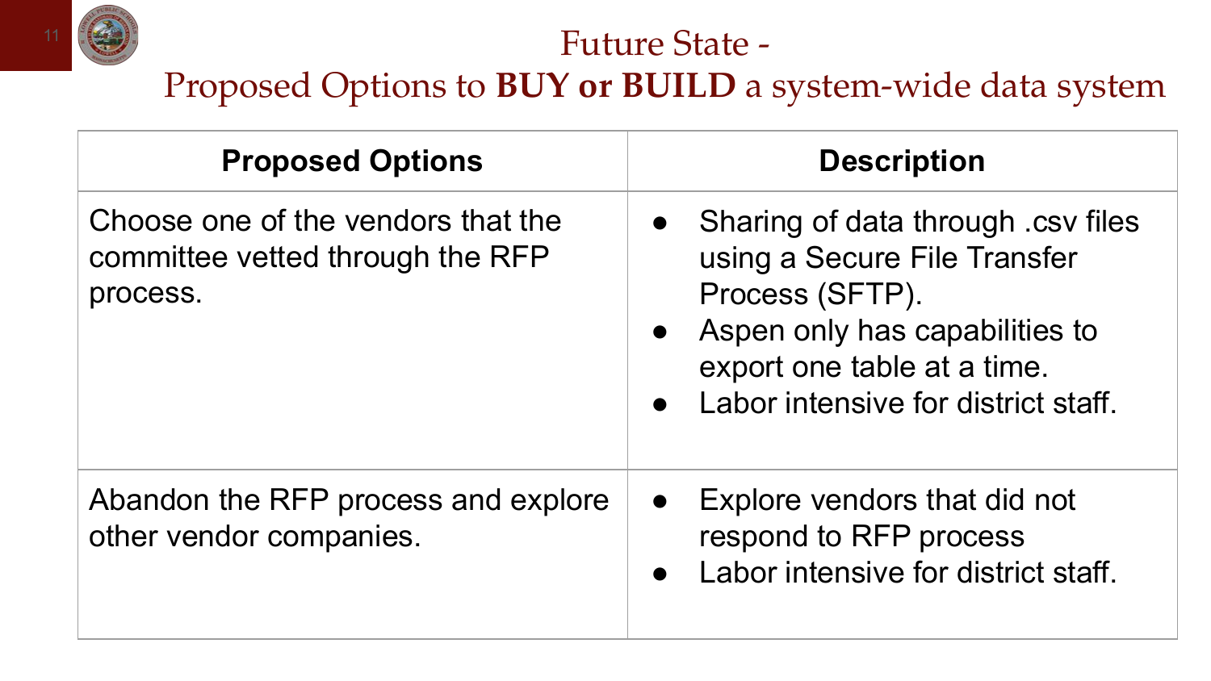# Future State - Proposed Options to **BUY or BUILD** a system-wide data system

| Proposed Options | Description |
|---|---|
| Choose one of the vendors that the committee vetted through the RFP process. | • Sharing of data through .csv files using a Secure File Transfer Process (SFTP).<br>• Aspen only has capabilities to export one table at a time.<br>• Labor intensive for district staff. |
| Abandon the RFP process and explore other vendor companies. | • Explore vendors that did not respond to RFP process<br>• Labor intensive for district staff. |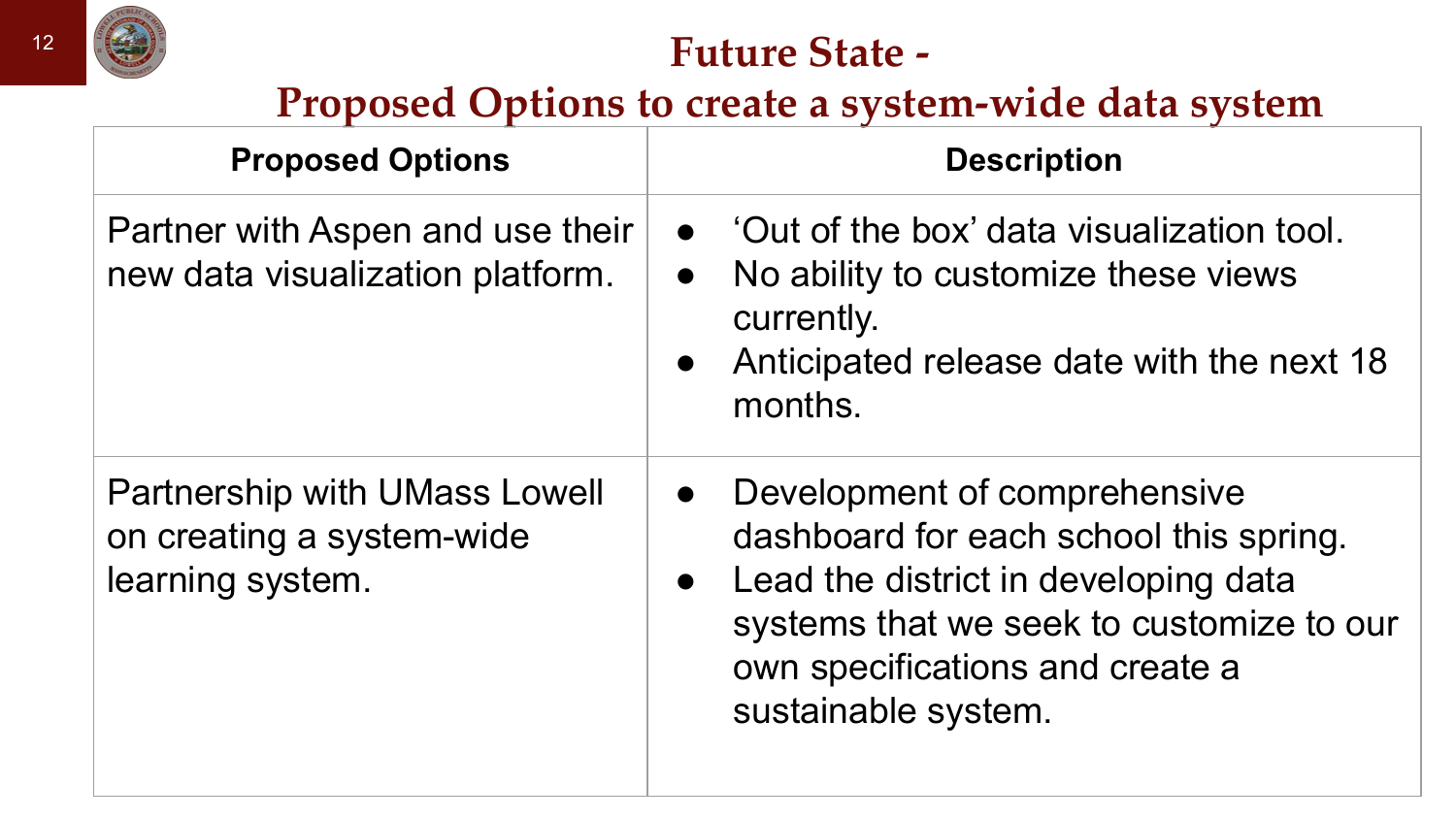# Future State -
## Proposed Options to create a system-wide data system

| Proposed Options | Description |
|---|---|
| Partner with Aspen and use their new data visualization platform. | • 'Out of the box' data visualization tool.<br>• No ability to customize these views currently.<br>• Anticipated release date with the next 18 months. |
| Partnership with UMass Lowell on creating a system-wide learning system. | • Development of comprehensive dashboard for each school this spring.<br>• Lead the district in developing data systems that we seek to customize to our own specifications and create a sustainable system. |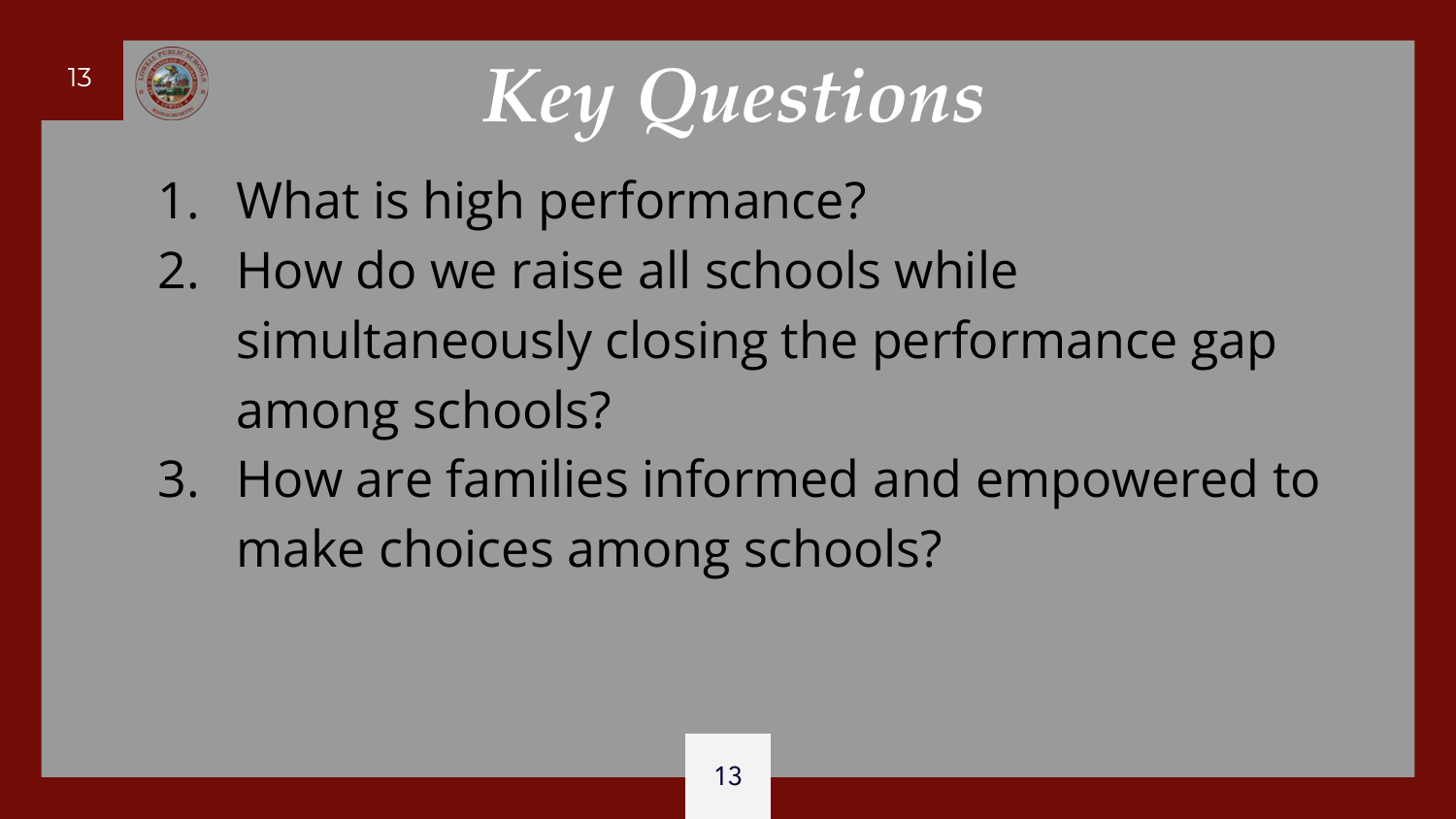# *Key Questions*

1. What is high performance?
2. How do we raise all schools while simultaneously closing the performance gap among schools?
3. How are families informed and empowered to make choices among schools?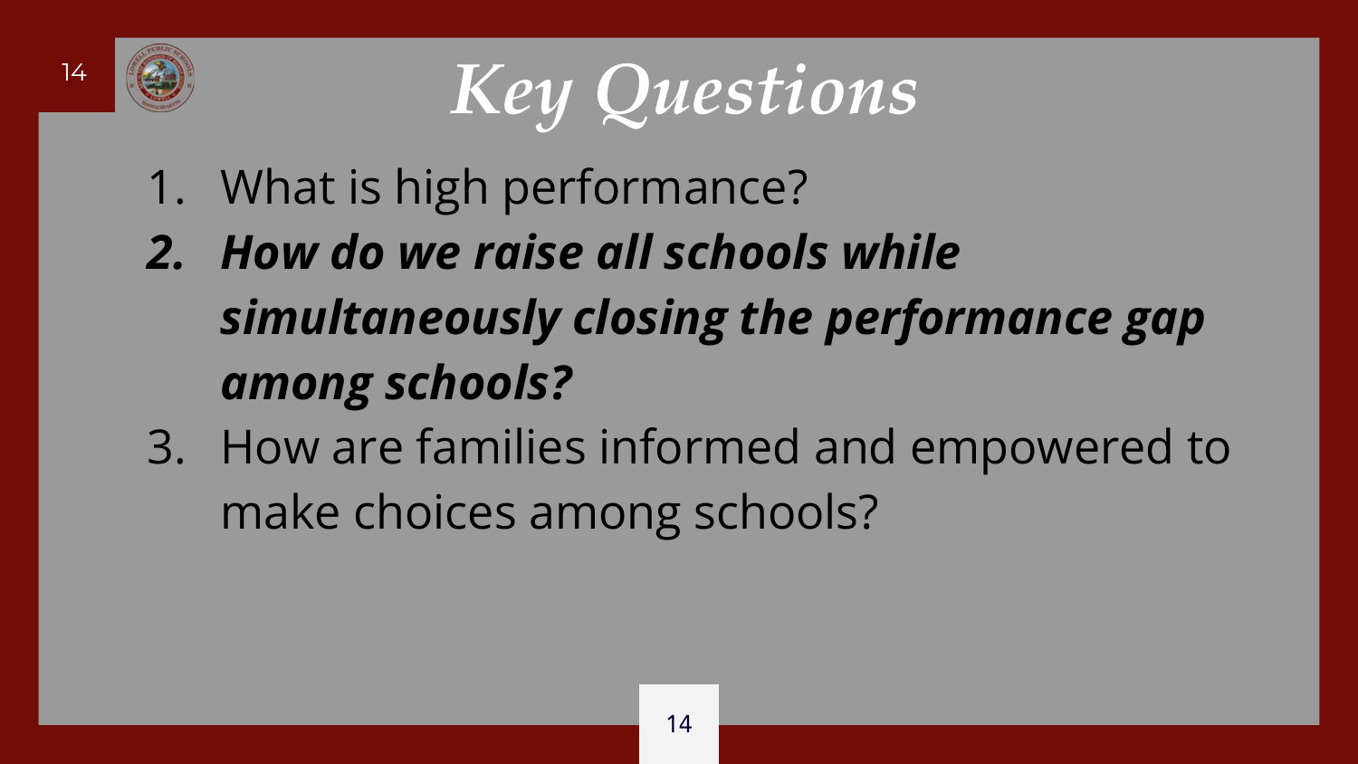# *Key Questions*

1. What is high performance?
2. ***How do we raise all schools while simultaneously closing the performance gap among schools?***
3. How are families informed and empowered to make choices among schools?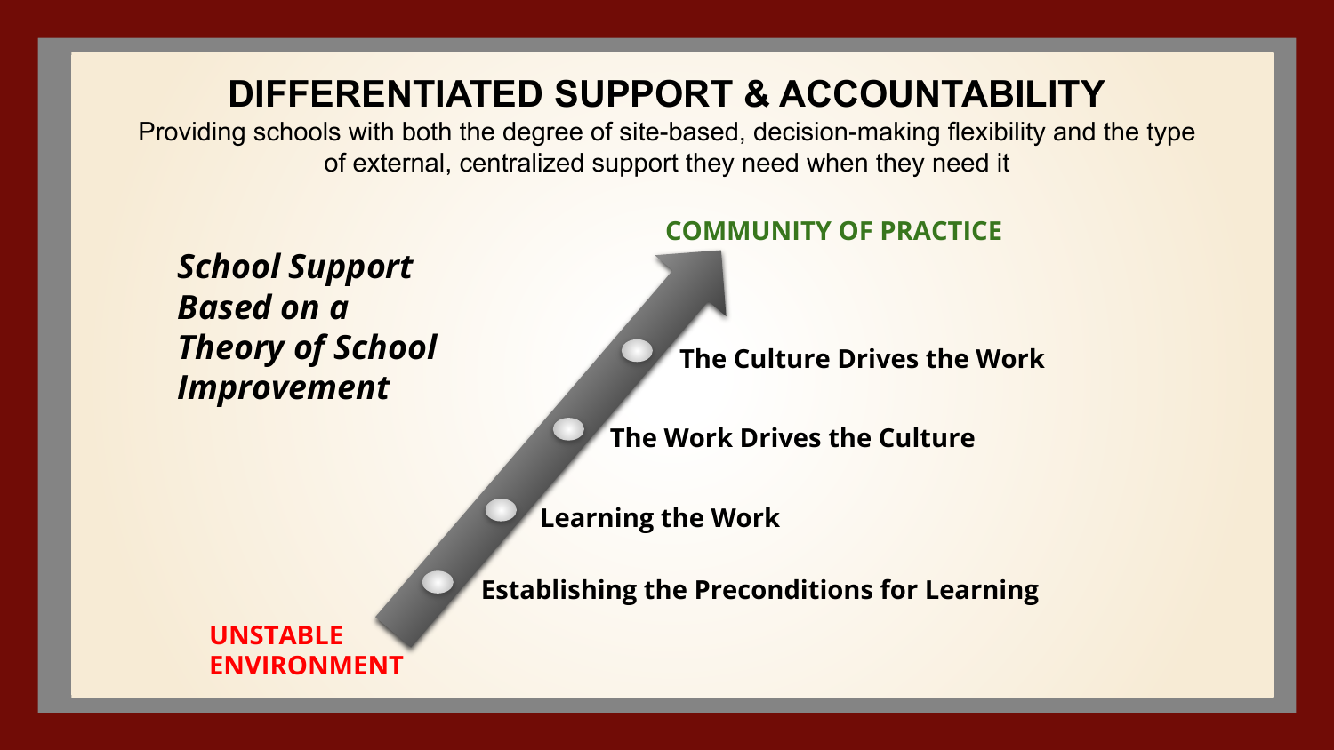# DIFFERENTIATED SUPPORT & ACCOUNTABILITY

Providing schools with both the degree of site-based, decision-making flexibility and the type of external, centralized support they need when they need it

***School Support Based on a Theory of School Improvement***

**COMMUNITY OF PRACTICE**

- **The Culture Drives the Work**
- **The Work Drives the Culture**
- **Learning the Work**
- **Establishing the Preconditions for Learning**

**UNSTABLE ENVIRONMENT**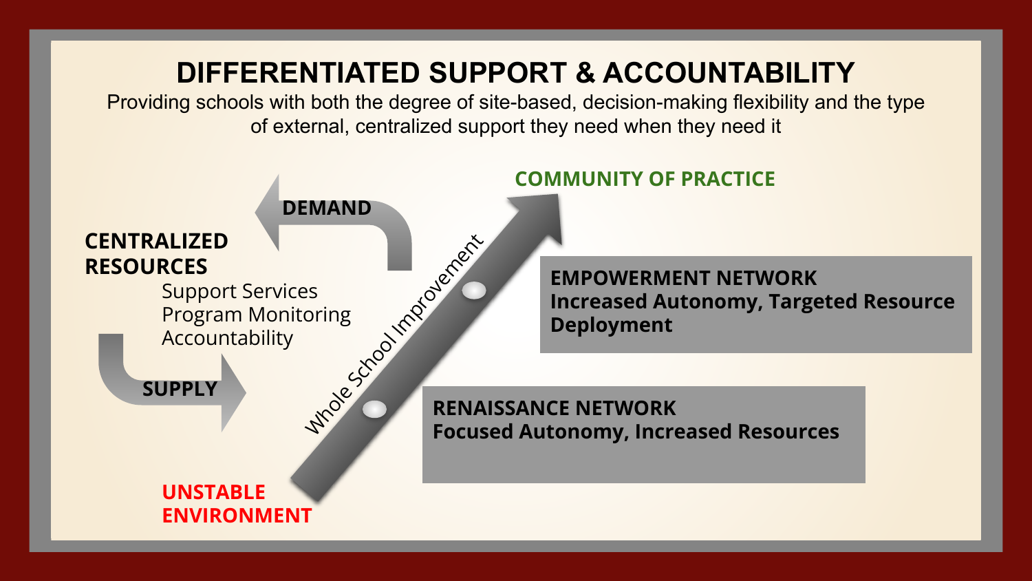# DIFFERENTIATED SUPPORT & ACCOUNTABILITY

Providing schools with both the degree of site-based, decision-making flexibility and the type of external, centralized support they need when they need it

**COMMUNITY OF PRACTICE**

**DEMAND**

**CENTRALIZED RESOURCES**

Support Services
Program Monitoring
Accountability

**SUPPLY**

Whole School Improvement

**EMPOWERMENT NETWORK**
**Increased Autonomy, Targeted Resource Deployment**

**RENAISSANCE NETWORK**
**Focused Autonomy, Increased Resources**

**UNSTABLE ENVIRONMENT**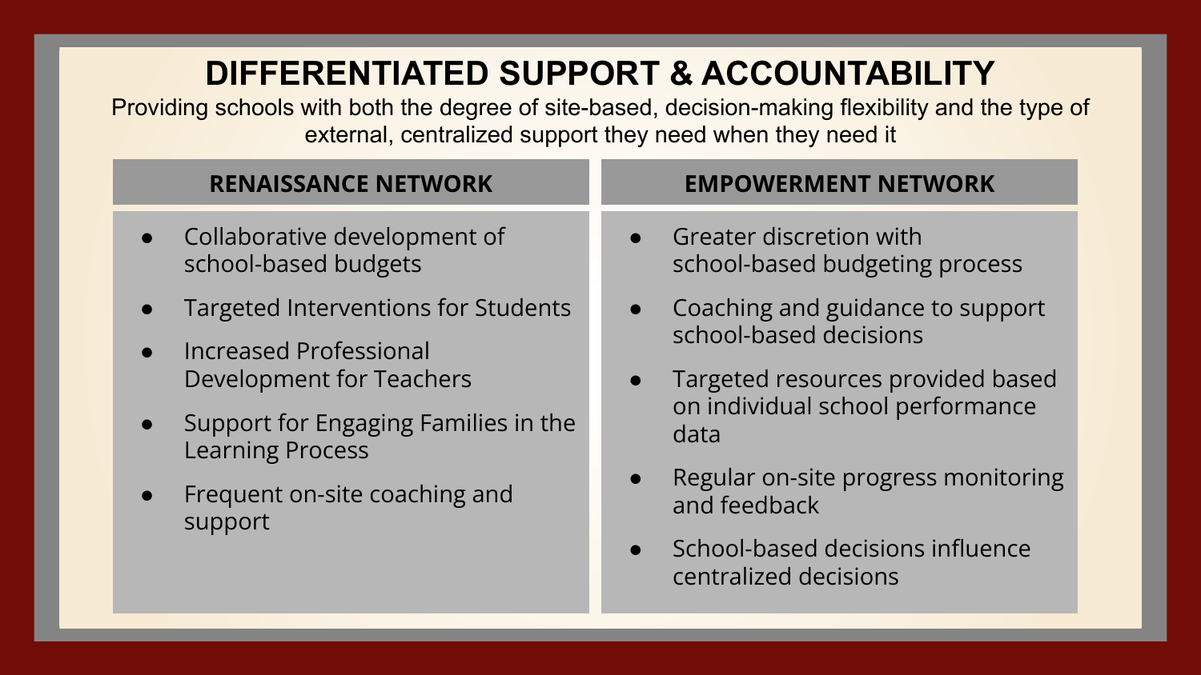# DIFFERENTIATED SUPPORT & ACCOUNTABILITY

Providing schools with both the degree of site-based, decision-making flexibility and the type of external, centralized support they need when they need it

## RENAISSANCE NETWORK

- Collaborative development of school-based budgets
- Targeted Interventions for Students
- Increased Professional Development for Teachers
- Support for Engaging Families in the Learning Process
- Frequent on-site coaching and support

## EMPOWERMENT NETWORK

- Greater discretion with school-based budgeting process
- Coaching and guidance to support school-based decisions
- Targeted resources provided based on individual school performance data
- Regular on-site progress monitoring and feedback
- School-based decisions influence centralized decisions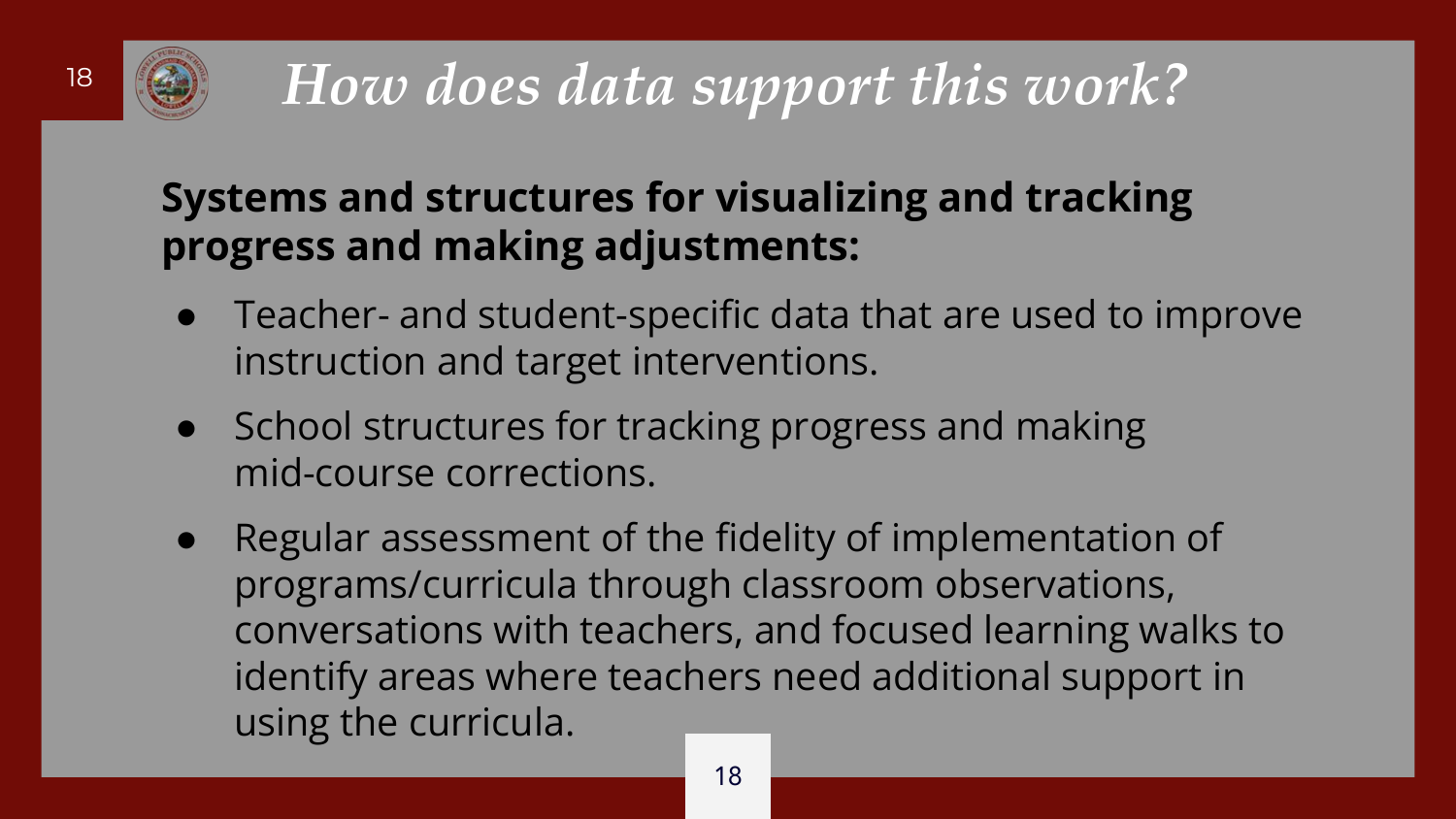# *How does data support this work?*

**Systems and structures for visualizing and tracking progress and making adjustments:**

- Teacher- and student-specific data that are used to improve instruction and target interventions.
- School structures for tracking progress and making mid-course corrections.
- Regular assessment of the fidelity of implementation of programs/curricula through classroom observations, conversations with teachers, and focused learning walks to identify areas where teachers need additional support in using the curricula.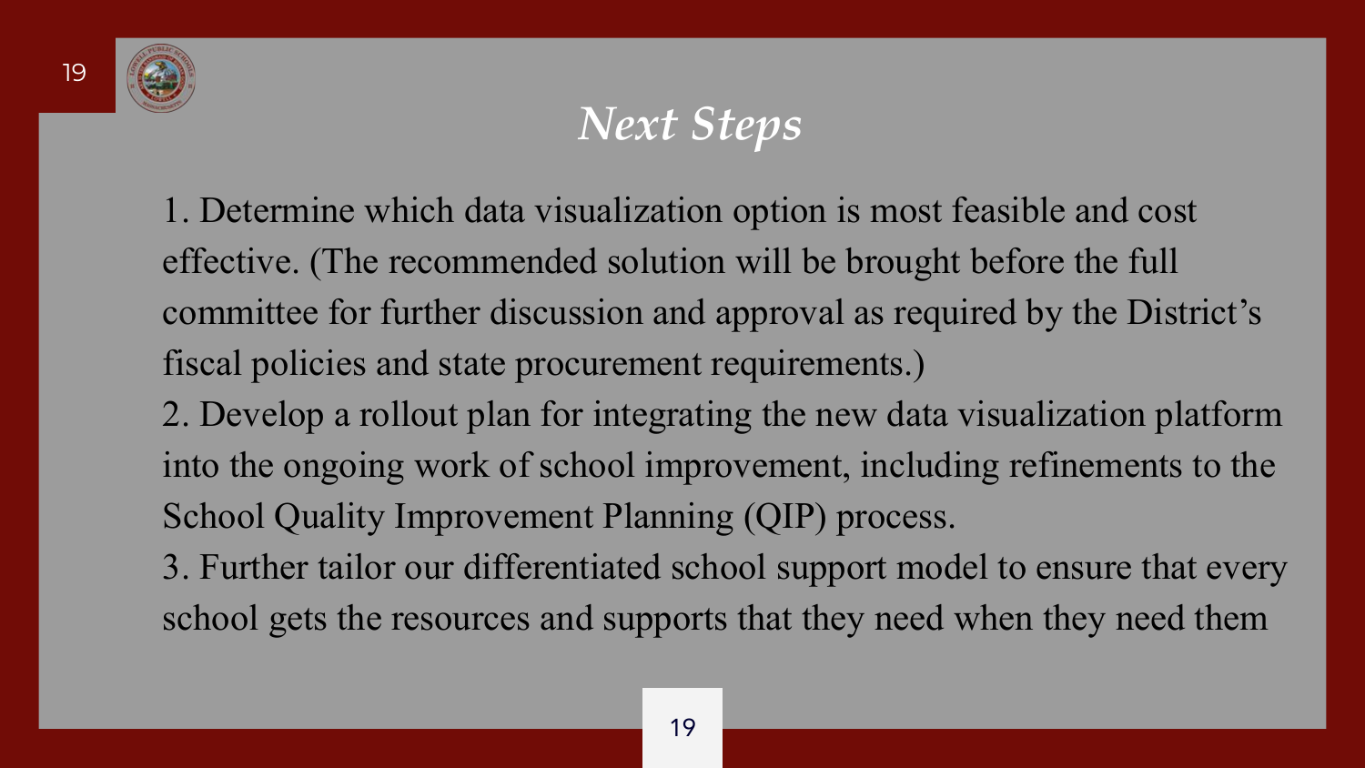# *Next Steps*

1. Determine which data visualization option is most feasible and cost effective. (The recommended solution will be brought before the full committee for further discussion and approval as required by the District's fiscal policies and state procurement requirements.)
2. Develop a rollout plan for integrating the new data visualization platform into the ongoing work of school improvement, including refinements to the School Quality Improvement Planning (QIP) process.
3. Further tailor our differentiated school support model to ensure that every school gets the resources and supports that they need when they need them